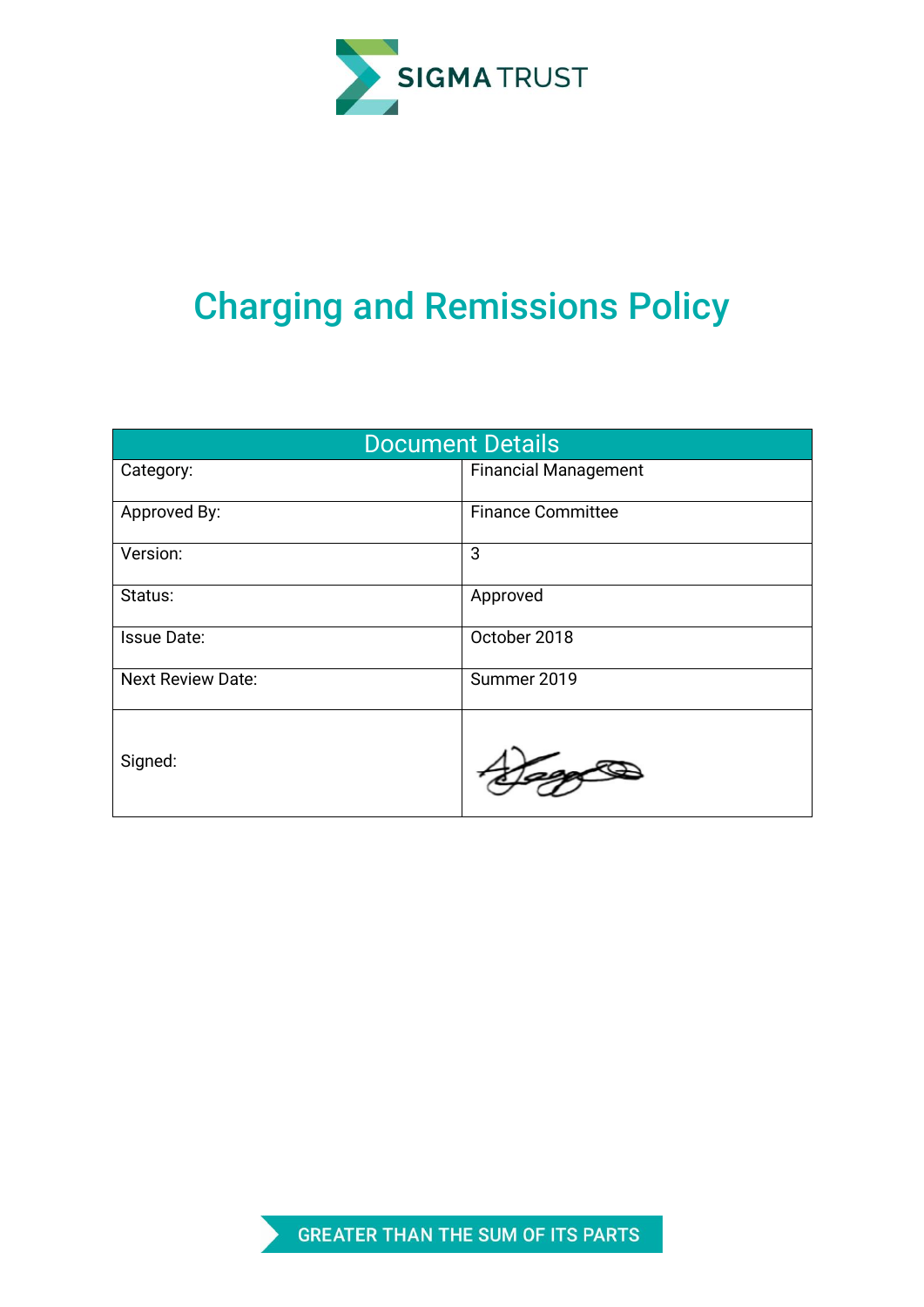SIGMA TRUST

# Charging and Remissions Policy

| Document Details | |
|---|---|
| Category: | Financial Management |
| Approved By: | Finance Committee |
| Version: | 3 |
| Status: | Approved |
| Issue Date: | October 2018 |
| Next Review Date: | Summer 2019 |
| Signed: | |

GREATER THAN THE SUM OF ITS PARTS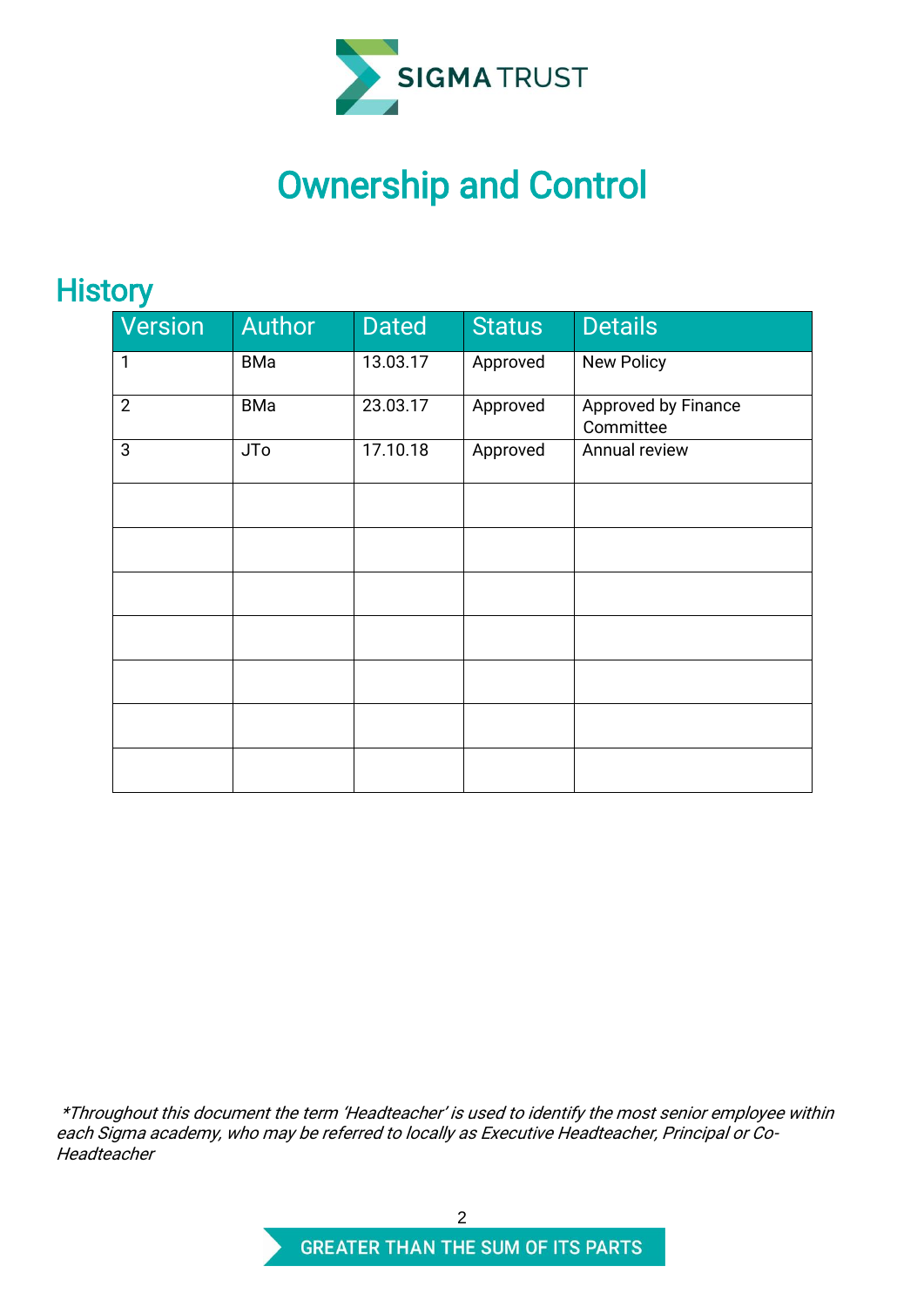# Ownership and Control

## History

| Version | Author | Dated | Status | Details |
|---|---|---|---|---|
| 1 | BMa | 13.03.17 | Approved | New Policy |
| 2 | BMa | 23.03.17 | Approved | Approved by Finance Committee |
| 3 | JTo | 17.10.18 | Approved | Annual review |
| | | | | |
| | | | | |
| | | | | |
| | | | | |
| | | | | |
| | | | | |
| | | | | |

*\*Throughout this document the term 'Headteacher' is used to identify the most senior employee within each Sigma academy, who may be referred to locally as Executive Headteacher, Principal or Co-Headteacher*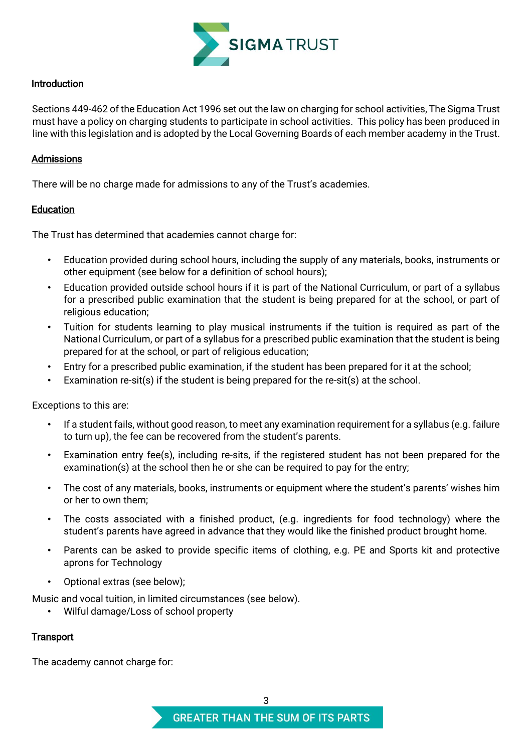## Introduction

Sections 449-462 of the Education Act 1996 set out the law on charging for school activities, The Sigma Trust must have a policy on charging students to participate in school activities. This policy has been produced in line with this legislation and is adopted by the Local Governing Boards of each member academy in the Trust.

## Admissions

There will be no charge made for admissions to any of the Trust's academies.

## Education

The Trust has determined that academies cannot charge for:

- Education provided during school hours, including the supply of any materials, books, instruments or other equipment (see below for a definition of school hours);
- Education provided outside school hours if it is part of the National Curriculum, or part of a syllabus for a prescribed public examination that the student is being prepared for at the school, or part of religious education;
- Tuition for students learning to play musical instruments if the tuition is required as part of the National Curriculum, or part of a syllabus for a prescribed public examination that the student is being prepared for at the school, or part of religious education;
- Entry for a prescribed public examination, if the student has been prepared for it at the school;
- Examination re-sit(s) if the student is being prepared for the re-sit(s) at the school.

Exceptions to this are:

- If a student fails, without good reason, to meet any examination requirement for a syllabus (e.g. failure to turn up), the fee can be recovered from the student's parents.
- Examination entry fee(s), including re-sits, if the registered student has not been prepared for the examination(s) at the school then he or she can be required to pay for the entry;
- The cost of any materials, books, instruments or equipment where the student's parents' wishes him or her to own them;
- The costs associated with a finished product, (e.g. ingredients for food technology) where the student's parents have agreed in advance that they would like the finished product brought home.
- Parents can be asked to provide specific items of clothing, e.g. PE and Sports kit and protective aprons for Technology
- Optional extras (see below);

Music and vocal tuition, in limited circumstances (see below).

- Wilful damage/Loss of school property

## Transport

The academy cannot charge for: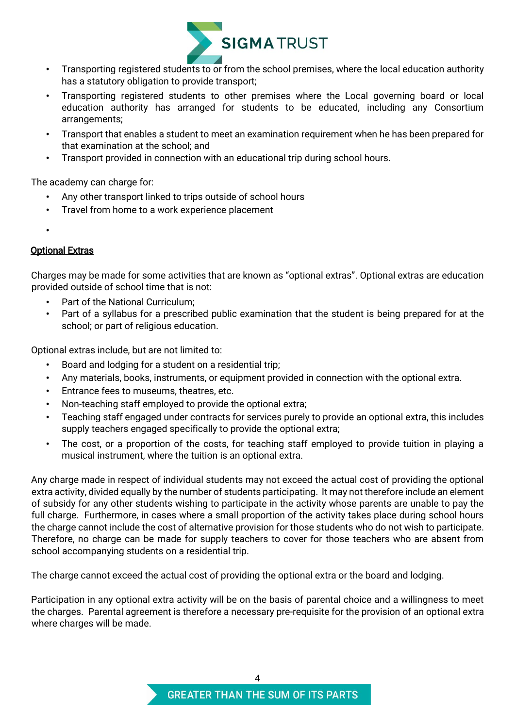- Transporting registered students to or from the school premises, where the local education authority has a statutory obligation to provide transport;
- Transporting registered students to other premises where the Local governing board or local education authority has arranged for students to be educated, including any Consortium arrangements;
- Transport that enables a student to meet an examination requirement when he has been prepared for that examination at the school; and
- Transport provided in connection with an educational trip during school hours.

The academy can charge for:

- Any other transport linked to trips outside of school hours
- Travel from home to a work experience placement

## Optional Extras

Charges may be made for some activities that are known as "optional extras". Optional extras are education provided outside of school time that is not:

- Part of the National Curriculum;
- Part of a syllabus for a prescribed public examination that the student is being prepared for at the school; or part of religious education.

Optional extras include, but are not limited to:

- Board and lodging for a student on a residential trip;
- Any materials, books, instruments, or equipment provided in connection with the optional extra.
- Entrance fees to museums, theatres, etc.
- Non-teaching staff employed to provide the optional extra;
- Teaching staff engaged under contracts for services purely to provide an optional extra, this includes supply teachers engaged specifically to provide the optional extra;
- The cost, or a proportion of the costs, for teaching staff employed to provide tuition in playing a musical instrument, where the tuition is an optional extra.

Any charge made in respect of individual students may not exceed the actual cost of providing the optional extra activity, divided equally by the number of students participating. It may not therefore include an element of subsidy for any other students wishing to participate in the activity whose parents are unable to pay the full charge. Furthermore, in cases where a small proportion of the activity takes place during school hours the charge cannot include the cost of alternative provision for those students who do not wish to participate. Therefore, no charge can be made for supply teachers to cover for those teachers who are absent from school accompanying students on a residential trip.

The charge cannot exceed the actual cost of providing the optional extra or the board and lodging.

Participation in any optional extra activity will be on the basis of parental choice and a willingness to meet the charges. Parental agreement is therefore a necessary pre-requisite for the provision of an optional extra where charges will be made.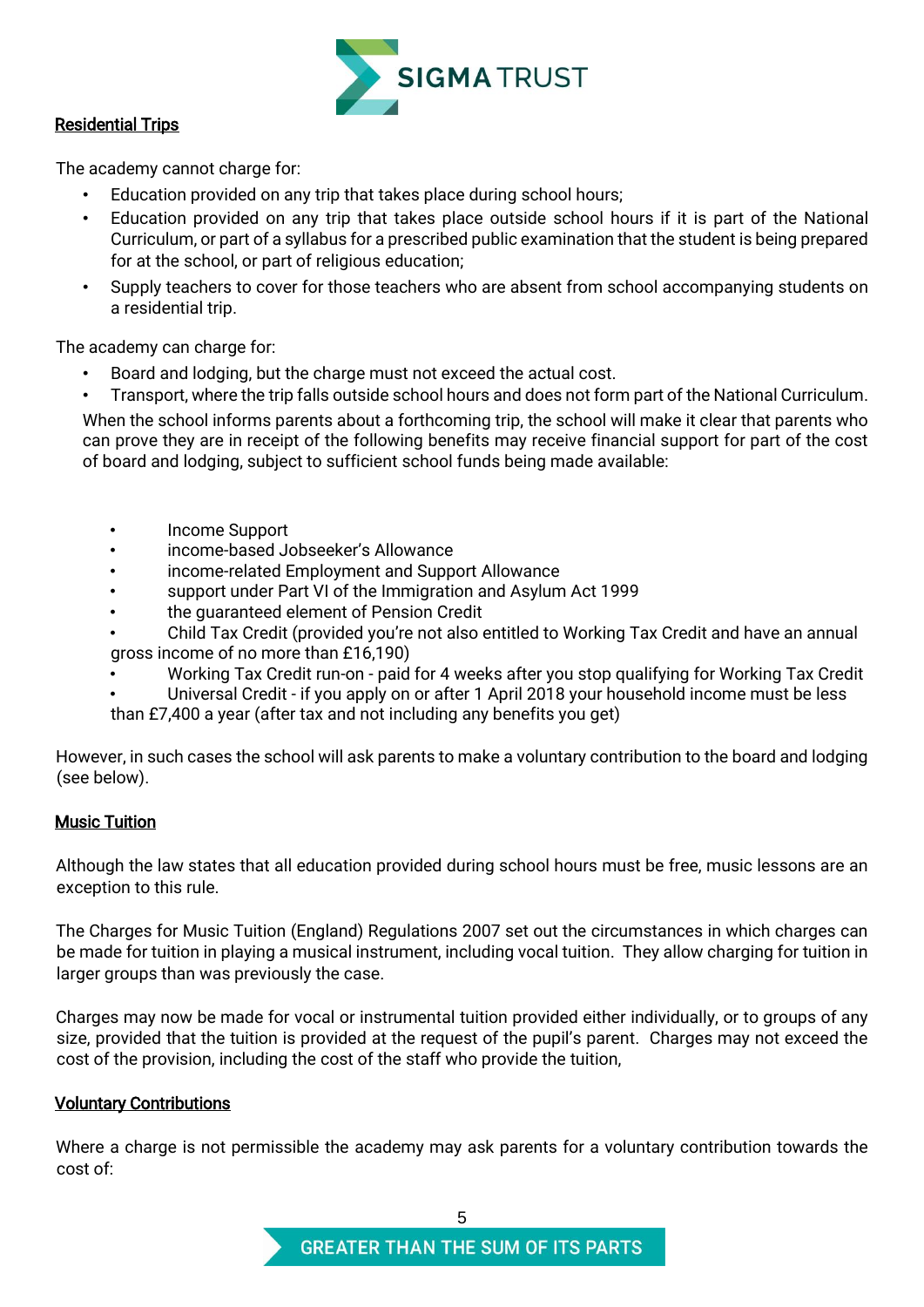## Residential Trips

The academy cannot charge for:

- Education provided on any trip that takes place during school hours;
- Education provided on any trip that takes place outside school hours if it is part of the National Curriculum, or part of a syllabus for a prescribed public examination that the student is being prepared for at the school, or part of religious education;
- Supply teachers to cover for those teachers who are absent from school accompanying students on a residential trip.

The academy can charge for:

- Board and lodging, but the charge must not exceed the actual cost.
- Transport, where the trip falls outside school hours and does not form part of the National Curriculum.

When the school informs parents about a forthcoming trip, the school will make it clear that parents who can prove they are in receipt of the following benefits may receive financial support for part of the cost of board and lodging, subject to sufficient school funds being made available:

- Income Support
- income-based Jobseeker's Allowance
- income-related Employment and Support Allowance
- support under Part VI of the Immigration and Asylum Act 1999
- the guaranteed element of Pension Credit
- Child Tax Credit (provided you're not also entitled to Working Tax Credit and have an annual gross income of no more than £16,190)
- Working Tax Credit run-on - paid for 4 weeks after you stop qualifying for Working Tax Credit
- Universal Credit - if you apply on or after 1 April 2018 your household income must be less than £7,400 a year (after tax and not including any benefits you get)

However, in such cases the school will ask parents to make a voluntary contribution to the board and lodging (see below).

## Music Tuition

Although the law states that all education provided during school hours must be free, music lessons are an exception to this rule.

The Charges for Music Tuition (England) Regulations 2007 set out the circumstances in which charges can be made for tuition in playing a musical instrument, including vocal tuition. They allow charging for tuition in larger groups than was previously the case.

Charges may now be made for vocal or instrumental tuition provided either individually, or to groups of any size, provided that the tuition is provided at the request of the pupil's parent. Charges may not exceed the cost of the provision, including the cost of the staff who provide the tuition,

## Voluntary Contributions

Where a charge is not permissible the academy may ask parents for a voluntary contribution towards the cost of: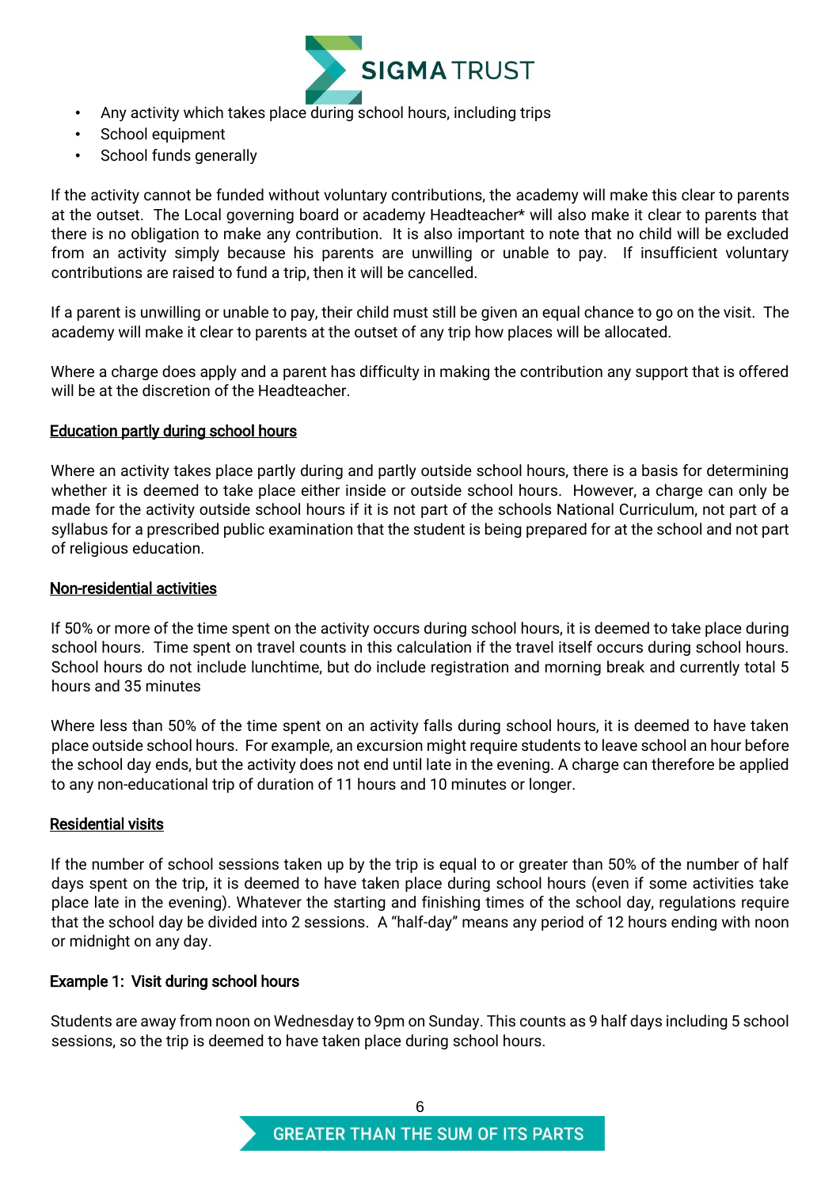- Any activity which takes place during school hours, including trips
- School equipment
- School funds generally

If the activity cannot be funded without voluntary contributions, the academy will make this clear to parents at the outset. The Local governing board or academy Headteacher* will also make it clear to parents that there is no obligation to make any contribution. It is also important to note that no child will be excluded from an activity simply because his parents are unwilling or unable to pay. If insufficient voluntary contributions are raised to fund a trip, then it will be cancelled.

If a parent is unwilling or unable to pay, their child must still be given an equal chance to go on the visit. The academy will make it clear to parents at the outset of any trip how places will be allocated.

Where a charge does apply and a parent has difficulty in making the contribution any support that is offered will be at the discretion of the Headteacher.

<u>Education partly during school hours</u>

Where an activity takes place partly during and partly outside school hours, there is a basis for determining whether it is deemed to take place either inside or outside school hours. However, a charge can only be made for the activity outside school hours if it is not part of the schools National Curriculum, not part of a syllabus for a prescribed public examination that the student is being prepared for at the school and not part of religious education.

<u>Non-residential activities</u>

If 50% or more of the time spent on the activity occurs during school hours, it is deemed to take place during school hours. Time spent on travel counts in this calculation if the travel itself occurs during school hours. School hours do not include lunchtime, but do include registration and morning break and currently total 5 hours and 35 minutes

Where less than 50% of the time spent on an activity falls during school hours, it is deemed to have taken place outside school hours. For example, an excursion might require students to leave school an hour before the school day ends, but the activity does not end until late in the evening. A charge can therefore be applied to any non-educational trip of duration of 11 hours and 10 minutes or longer.

<u>Residential visits</u>

If the number of school sessions taken up by the trip is equal to or greater than 50% of the number of half days spent on the trip, it is deemed to have taken place during school hours (even if some activities take place late in the evening). Whatever the starting and finishing times of the school day, regulations require that the school day be divided into 2 sessions. A "half-day" means any period of 12 hours ending with noon or midnight on any day.

**Example 1: Visit during school hours**

Students are away from noon on Wednesday to 9pm on Sunday. This counts as 9 half days including 5 school sessions, so the trip is deemed to have taken place during school hours.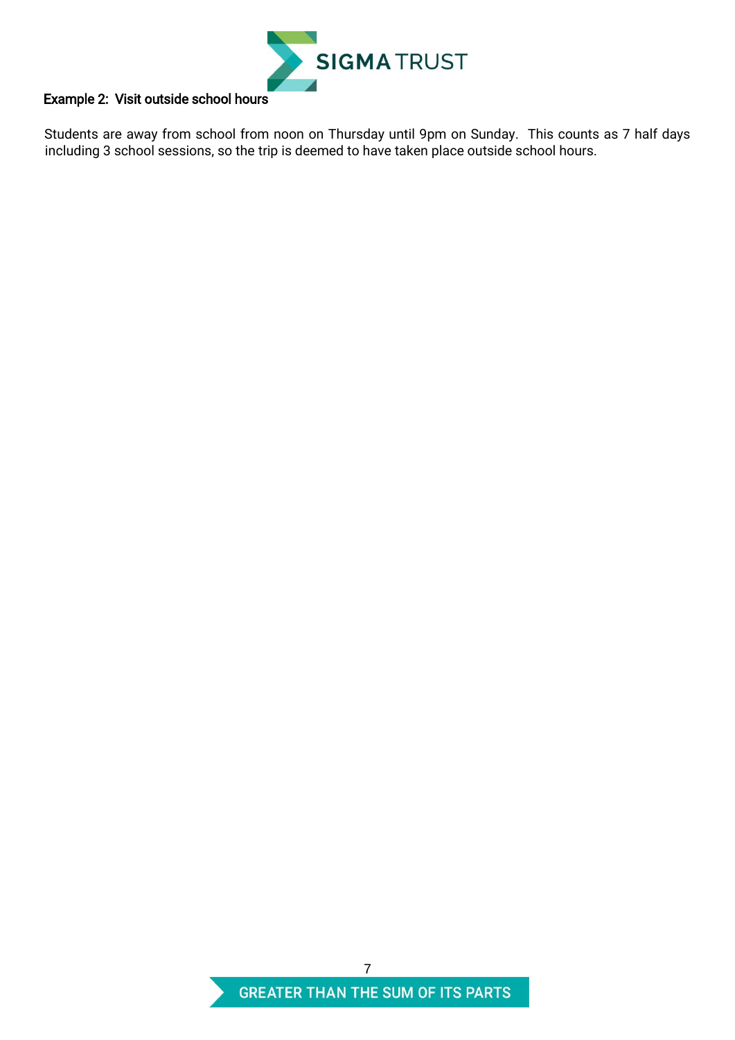**Example 2: Visit outside school hours**

Students are away from school from noon on Thursday until 9pm on Sunday. This counts as 7 half days including 3 school sessions, so the trip is deemed to have taken place outside school hours.